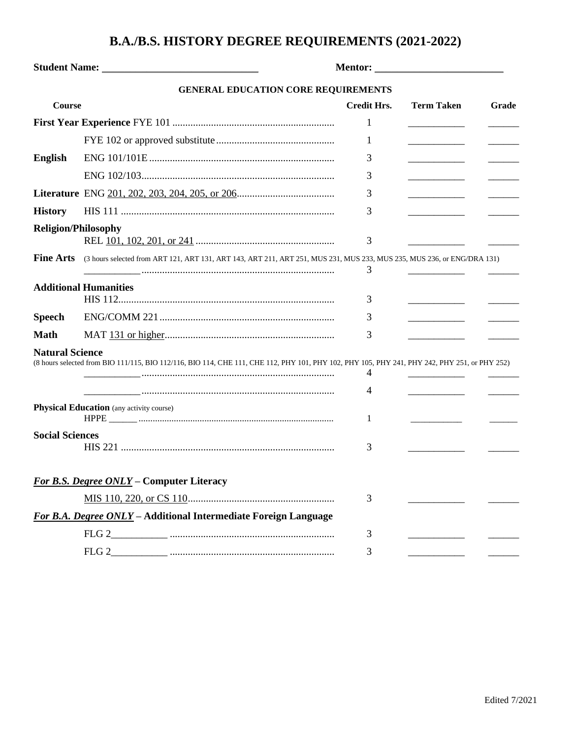# B.A./B.S. HISTORY DEGREE REQUIREMENTS (2021-2022)

**Student Name:** ______________________________ **Mentor:** ________________________

### GENERAL EDUCATION CORE REQUIREMENTS

| Course | | Credit Hrs. | Term Taken | Grade |
|---|---|---|---|---|
| **First Year Experience** | FYE 101 | 1 | ___________ | ______ |
| | FYE 102 or approved substitute | 1 | ___________ | ______ |
| **English** | ENG 101/101E | 3 | ___________ | ______ |
| | ENG 102/103 | 3 | ___________ | ______ |
| **Literature** | ENG 201, 202, 203, 204, 205, or 206 | 3 | ___________ | ______ |
| **History** | HIS 111 | 3 | ___________ | ______ |
| **Religion/Philosophy** | REL 101, 102, 201, or 241 | 3 | ___________ | ______ |
| **Fine Arts** (3 hours selected from ART 121, ART 131, ART 143, ART 211, ART 251, MUS 231, MUS 233, MUS 235, MUS 236, or ENG/DRA 131) | ___________ | 3 | ___________ | ______ |
| **Additional Humanities** | HIS 112 | 3 | ___________ | ______ |
| **Speech** | ENG/COMM 221 | 3 | ___________ | ______ |
| **Math** | MAT 131 or higher | 3 | ___________ | ______ |
| **Natural Science** (8 hours selected from BIO 111/115, BIO 112/116, BIO 114, CHE 111, CHE 112, PHY 101, PHY 102, PHY 105, PHY 241, PHY 242, PHY 251, or PHY 252) | ___________ | 4 | ___________ | ______ |
| | ___________ | 4 | ___________ | ______ |
| **Physical Education** (any activity course) | HPPE ______ | 1 | ___________ | ______ |
| **Social Sciences** | HIS 221 | 3 | ___________ | ______ |

### ***For B.S. Degree ONLY*** – Computer Literacy

| Course | Credit Hrs. | Term Taken | Grade |
|---|---|---|---|
| MIS 110, 220, or CS 110 | 3 | ___________ | ______ |

### ***For B.A. Degree ONLY*** – Additional Intermediate Foreign Language

| Course | Credit Hrs. | Term Taken | Grade |
|---|---|---|---|
| FLG 2___________ | 3 | ___________ | ______ |
| FLG 2___________ | 3 | ___________ | ______ |

Edited 7/2021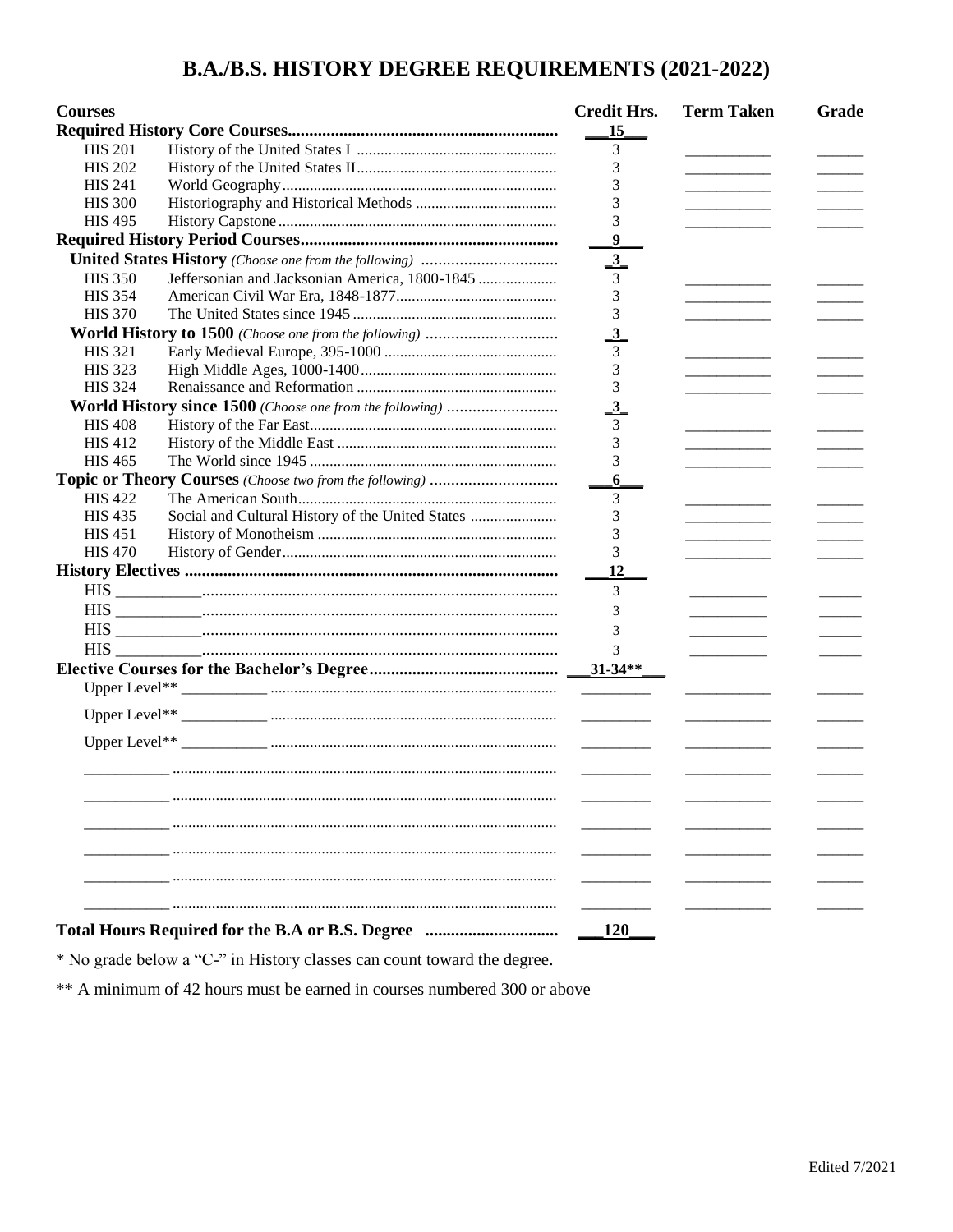# B.A./B.S. HISTORY DEGREE REQUIREMENTS (2021-2022)

| Courses | | Credit Hrs. | Term Taken | Grade |
|---|---|---|---|---|
| **Required History Core Courses** | | **15** | | |
| HIS 201 | History of the United States I | 3 | ______ | ______ |
| HIS 202 | History of the United States II | 3 | ______ | ______ |
| HIS 241 | World Geography | 3 | ______ | ______ |
| HIS 300 | Historiography and Historical Methods | 3 | ______ | ______ |
| HIS 495 | History Capstone | 3 | ______ | ______ |
| **Required History Period Courses** | | **9** | | |
| **United States History** *(Choose one from the following)* | | **3** | | |
| HIS 350 | Jeffersonian and Jacksonian America, 1800-1845 | 3 | ______ | ______ |
| HIS 354 | American Civil War Era, 1848-1877 | 3 | ______ | ______ |
| HIS 370 | The United States since 1945 | 3 | ______ | ______ |
| **World History to 1500** *(Choose one from the following)* | | **3** | | |
| HIS 321 | Early Medieval Europe, 395-1000 | 3 | ______ | ______ |
| HIS 323 | High Middle Ages, 1000-1400 | 3 | ______ | ______ |
| HIS 324 | Renaissance and Reformation | 3 | ______ | ______ |
| **World History since 1500** *(Choose one from the following)* | | **3** | | |
| HIS 408 | History of the Far East | 3 | ______ | ______ |
| HIS 412 | History of the Middle East | 3 | ______ | ______ |
| HIS 465 | The World since 1945 | 3 | ______ | ______ |
| **Topic or Theory Courses** *(Choose two from the following)* | | **6** | | |
| HIS 422 | The American South | 3 | ______ | ______ |
| HIS 435 | Social and Cultural History of the United States | 3 | ______ | ______ |
| HIS 451 | History of Monotheism | 3 | ______ | ______ |
| HIS 470 | History of Gender | 3 | ______ | ______ |
| **History Electives** | | **12** | | |
| HIS ______ | | 3 | ______ | ______ |
| HIS ______ | | 3 | ______ | ______ |
| HIS ______ | | 3 | ______ | ______ |
| HIS ______ | | 3 | ______ | ______ |
| **Elective Courses for the Bachelor's Degree** | | **31-34**** | | |
| Upper Level** ______ | | ______ | ______ | ______ |
| Upper Level** ______ | | ______ | ______ | ______ |
| Upper Level** ______ | | ______ | ______ | ______ |
| ______ | | ______ | ______ | ______ |
| ______ | | ______ | ______ | ______ |
| ______ | | ______ | ______ | ______ |
| ______ | | ______ | ______ | ______ |
| ______ | | ______ | ______ | ______ |
| ______ | | ______ | ______ | ______ |
| **Total Hours Required for the B.A or B.S. Degree** | | **120** | | |

* No grade below a "C-" in History classes can count toward the degree.

** A minimum of 42 hours must be earned in courses numbered 300 or above

Edited 7/2021